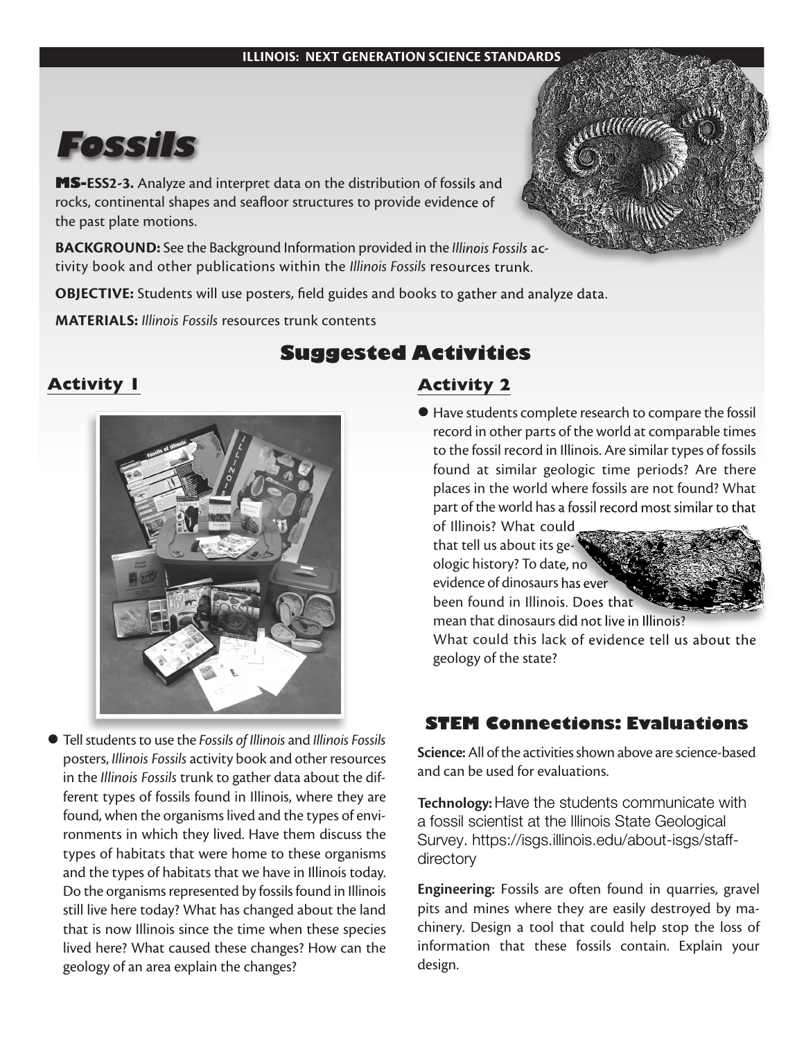ILLINOIS: NEXT GENERATION SCIENCE STANDARDS

# Fossils

**MS-ESS2-3.** Analyze and interpret data on the distribution of fossils and rocks, continental shapes and seafloor structures to provide evidence of the past plate motions.

**BACKGROUND:** See the Background Information provided in the *Illinois Fossils* activity book and other publications within the *Illinois Fossils* resources trunk.

**OBJECTIVE:** Students will use posters, field guides and books to gather and analyze data.

**MATERIALS:** *Illinois Fossils* resources trunk contents

## Suggested Activities

### Activity 1

- Tell students to use the *Fossils of Illinois* and *Illinois Fossils* posters, *Illinois Fossils* activity book and other resources in the *Illinois Fossils* trunk to gather data about the different types of fossils found in Illinois, where they are found, when the organisms lived and the types of environments in which they lived. Have them discuss the types of habitats that were home to these organisms and the types of habitats that we have in Illinois today. Do the organisms represented by fossils found in Illinois still live here today? What has changed about the land that is now Illinois since the time when these species lived here? What caused these changes? How can the geology of an area explain the changes?

### Activity 2

- Have students complete research to compare the fossil record in other parts of the world at comparable times to the fossil record in Illinois. Are similar types of fossils found at similar geologic time periods? Are there places in the world where fossils are not found? What part of the world has a fossil record most similar to that of Illinois? What could that tell us about its geologic history? To date, no evidence of dinosaurs has ever been found in Illinois. Does that mean that dinosaurs did not live in Illinois? What could this lack of evidence tell us about the geology of the state?

## STEM Connections: Evaluations

**Science:** All of the activities shown above are science-based and can be used for evaluations.

**Technology:** Have the students communicate with a fossil scientist at the Illinois State Geological Survey. https://isgs.illinois.edu/about-isgs/staff-directory

**Engineering:** Fossils are often found in quarries, gravel pits and mines where they are easily destroyed by machinery. Design a tool that could help stop the loss of information that these fossils contain. Explain your design.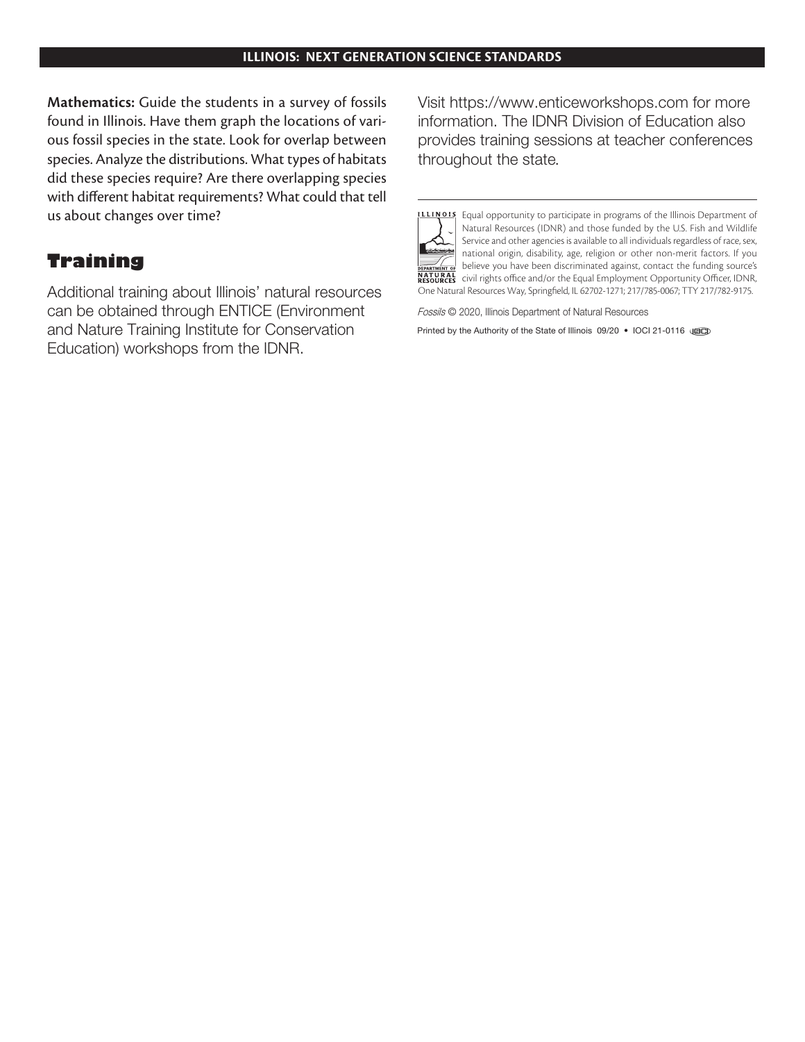**Mathematics:** Guide the students in a survey of fossils found in Illinois. Have them graph the locations of various fossil species in the state. Look for overlap between species. Analyze the distributions. What types of habitats did these species require? Are there overlapping species with different habitat requirements? What could that tell us about changes over time?

## Training

Additional training about Illinois' natural resources can be obtained through ENTICE (Environment and Nature Training Institute for Conservation Education) workshops from the IDNR.

Visit https://www.enticeworkshops.com for more information. The IDNR Division of Education also provides training sessions at teacher conferences throughout the state.

---

ILLINOIS DEPARTMENT OF NATURAL RESOURCES

Equal opportunity to participate in programs of the Illinois Department of Natural Resources (IDNR) and those funded by the U.S. Fish and Wildlife Service and other agencies is available to all individuals regardless of race, sex, national origin, disability, age, religion or other non-merit factors. If you believe you have been discriminated against, contact the funding source's civil rights office and/or the Equal Employment Opportunity Officer, IDNR, One Natural Resources Way, Springfield, IL 62702-1271; 217/785-0067; TTY 217/782-9175.

*Fossils* © 2020, Illinois Department of Natural Resources

Printed by the Authority of the State of Illinois 09/20 • IOCI 21-0116